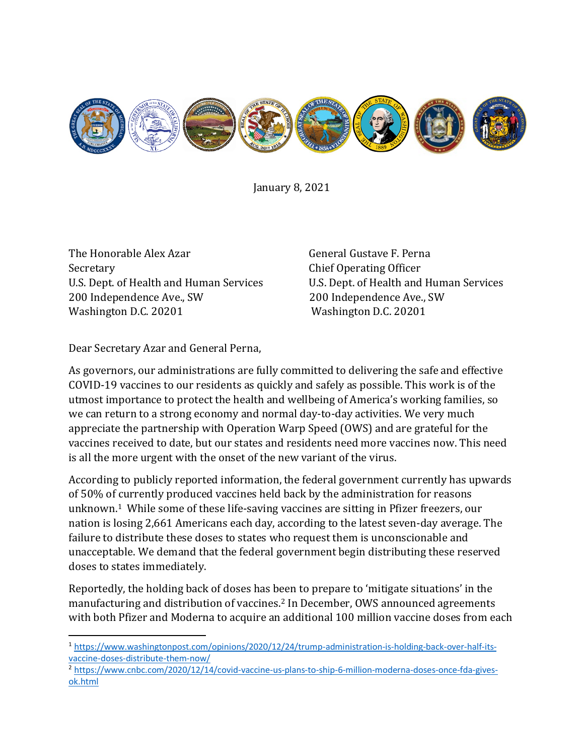January 8, 2021

The Honorable Alex Azar
Secretary
U.S. Dept. of Health and Human Services
200 Independence Ave., SW
Washington D.C. 20201

General Gustave F. Perna
Chief Operating Officer
U.S. Dept. of Health and Human Services
200 Independence Ave., SW
Washington D.C. 20201

Dear Secretary Azar and General Perna,

As governors, our administrations are fully committed to delivering the safe and effective COVID-19 vaccines to our residents as quickly and safely as possible. This work is of the utmost importance to protect the health and wellbeing of America's working families, so we can return to a strong economy and normal day-to-day activities. We very much appreciate the partnership with Operation Warp Speed (OWS) and are grateful for the vaccines received to date, but our states and residents need more vaccines now. This need is all the more urgent with the onset of the new variant of the virus.

According to publicly reported information, the federal government currently has upwards of 50% of currently produced vaccines held back by the administration for reasons unknown.[1] While some of these life-saving vaccines are sitting in Pfizer freezers, our nation is losing 2,661 Americans each day, according to the latest seven-day average. The failure to distribute these doses to states who request them is unconscionable and unacceptable. We demand that the federal government begin distributing these reserved doses to states immediately.

Reportedly, the holding back of doses has been to prepare to 'mitigate situations' in the manufacturing and distribution of vaccines.[2] In December, OWS announced agreements with both Pfizer and Moderna to acquire an additional 100 million vaccine doses from each

---

[1] https://www.washingtonpost.com/opinions/2020/12/24/trump-administration-is-holding-back-over-half-its-vaccine-doses-distribute-them-now/

[2] https://www.cnbc.com/2020/12/14/covid-vaccine-us-plans-to-ship-6-million-moderna-doses-once-fda-gives-ok.html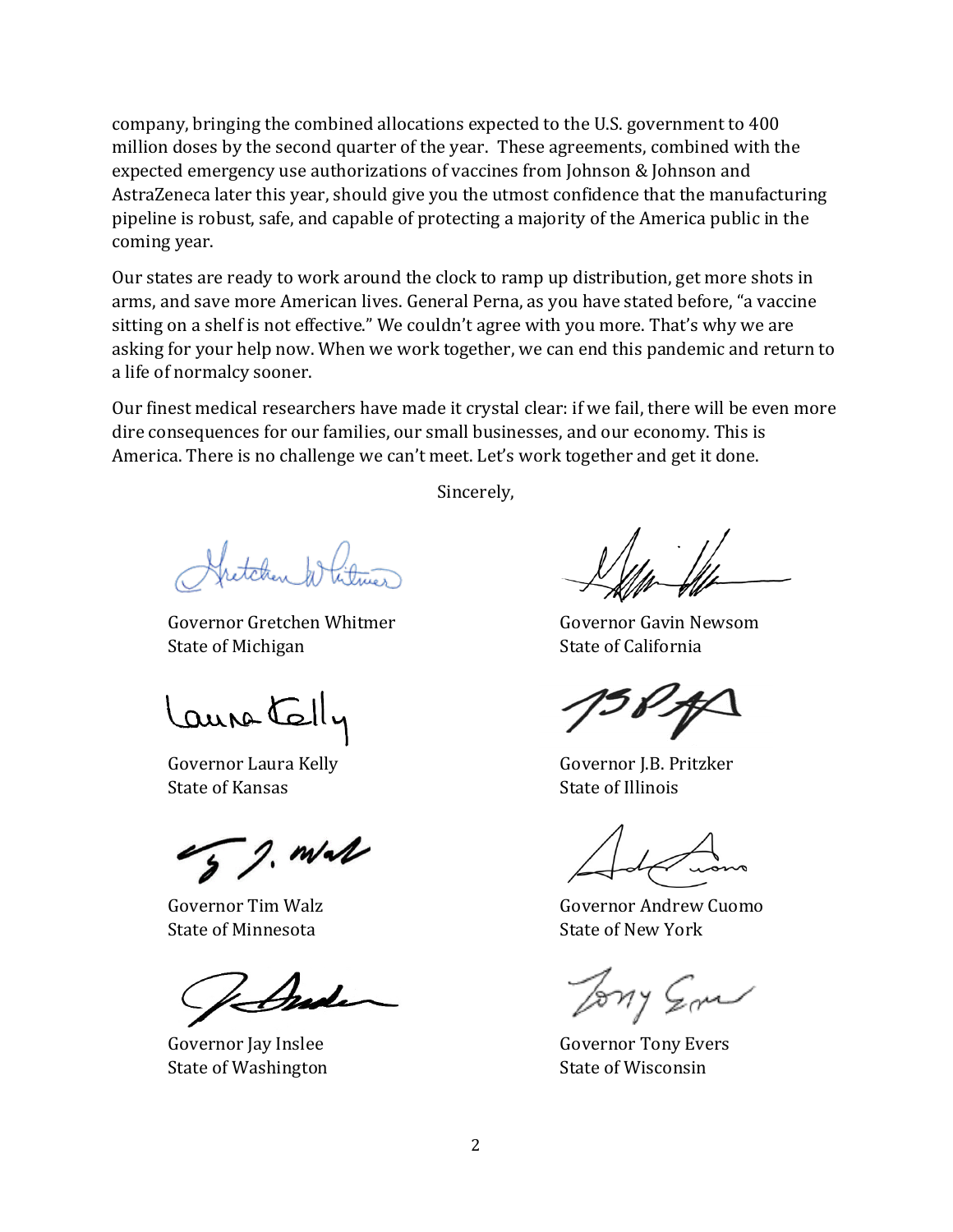company, bringing the combined allocations expected to the U.S. government to 400 million doses by the second quarter of the year. These agreements, combined with the expected emergency use authorizations of vaccines from Johnson & Johnson and AstraZeneca later this year, should give you the utmost confidence that the manufacturing pipeline is robust, safe, and capable of protecting a majority of the America public in the coming year.

Our states are ready to work around the clock to ramp up distribution, get more shots in arms, and save more American lives. General Perna, as you have stated before, "a vaccine sitting on a shelf is not effective." We couldn't agree with you more. That's why we are asking for your help now. When we work together, we can end this pandemic and return to a life of normalcy sooner.

Our finest medical researchers have made it crystal clear: if we fail, there will be even more dire consequences for our families, our small businesses, and our economy. This is America. There is no challenge we can't meet. Let's work together and get it done.

Sincerely,

Governor Gretchen Whitmer
State of Michigan

Governor Gavin Newsom
State of California

Governor Laura Kelly
State of Kansas

Governor J.B. Pritzker
State of Illinois

Governor Tim Walz
State of Minnesota

Governor Andrew Cuomo
State of New York

Governor Jay Inslee
State of Washington

Governor Tony Evers
State of Wisconsin